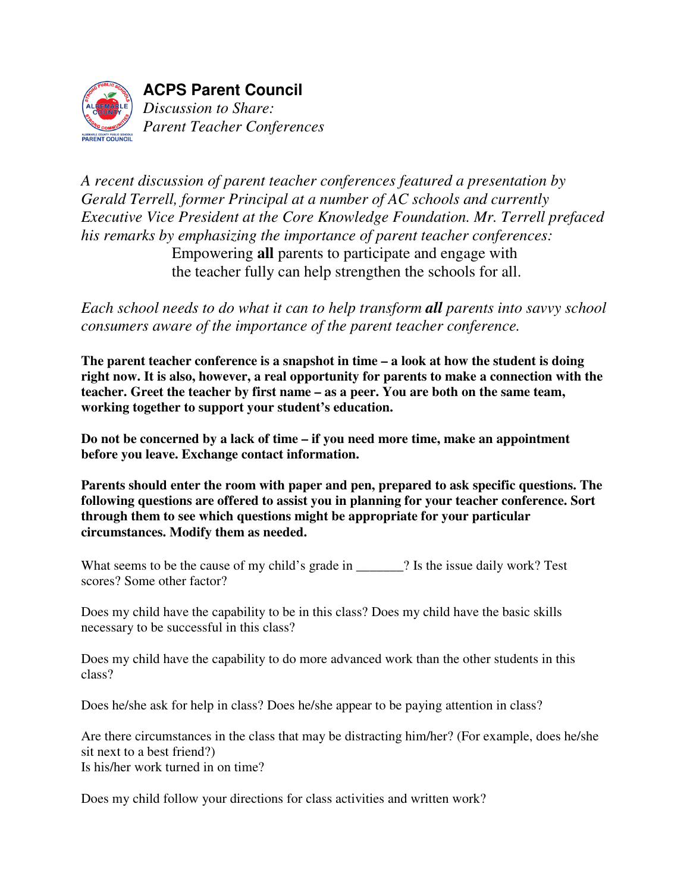# ACPS Parent Council

*Discussion to Share:*
*Parent Teacher Conferences*

*A recent discussion of parent teacher conferences featured a presentation by Gerald Terrell, former Principal at a number of AC schools and currently Executive Vice President at the Core Knowledge Foundation. Mr. Terrell prefaced his remarks by emphasizing the importance of parent teacher conferences:*

> Empowering **all** parents to participate and engage with the teacher fully can help strengthen the schools for all.

*Each school needs to do what it can to help transform **all** parents into savvy school consumers aware of the importance of the parent teacher conference.*

**The parent teacher conference is a snapshot in time – a look at how the student is doing right now. It is also, however, a real opportunity for parents to make a connection with the teacher. Greet the teacher by first name – as a peer. You are both on the same team, working together to support your student's education.**

**Do not be concerned by a lack of time – if you need more time, make an appointment before you leave. Exchange contact information.**

**Parents should enter the room with paper and pen, prepared to ask specific questions. The following questions are offered to assist you in planning for your teacher conference. Sort through them to see which questions might be appropriate for your particular circumstances. Modify them as needed.**

What seems to be the cause of my child's grade in _______? Is the issue daily work? Test scores? Some other factor?

Does my child have the capability to be in this class? Does my child have the basic skills necessary to be successful in this class?

Does my child have the capability to do more advanced work than the other students in this class?

Does he/she ask for help in class? Does he/she appear to be paying attention in class?

Are there circumstances in the class that may be distracting him/her? (For example, does he/she sit next to a best friend?)
Is his/her work turned in on time?

Does my child follow your directions for class activities and written work?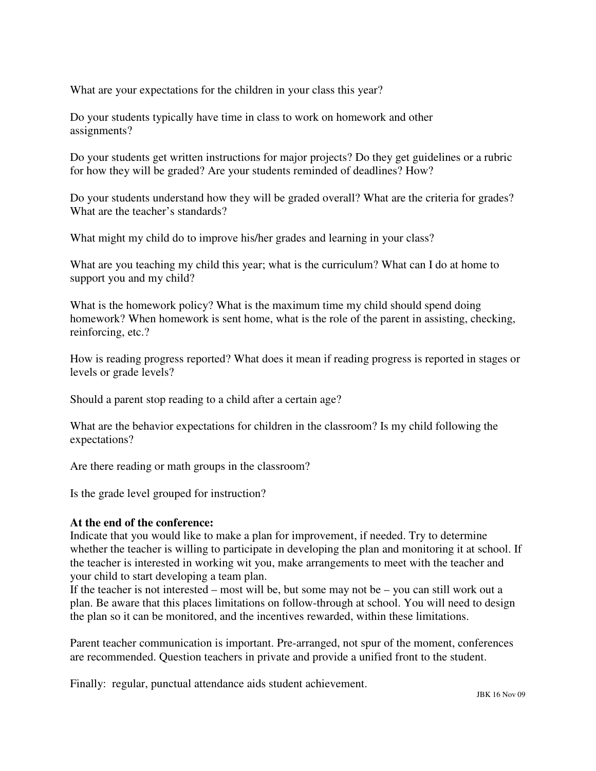What are your expectations for the children in your class this year?

Do your students typically have time in class to work on homework and other assignments?

Do your students get written instructions for major projects? Do they get guidelines or a rubric for how they will be graded? Are your students reminded of deadlines? How?

Do your students understand how they will be graded overall? What are the criteria for grades? What are the teacher's standards?

What might my child do to improve his/her grades and learning in your class?

What are you teaching my child this year; what is the curriculum? What can I do at home to support you and my child?

What is the homework policy? What is the maximum time my child should spend doing homework? When homework is sent home, what is the role of the parent in assisting, checking, reinforcing, etc.?

How is reading progress reported? What does it mean if reading progress is reported in stages or levels or grade levels?

Should a parent stop reading to a child after a certain age?

What are the behavior expectations for children in the classroom? Is my child following the expectations?

Are there reading or math groups in the classroom?

Is the grade level grouped for instruction?

**At the end of the conference:**
Indicate that you would like to make a plan for improvement, if needed. Try to determine whether the teacher is willing to participate in developing the plan and monitoring it at school. If the teacher is interested in working wit you, make arrangements to meet with the teacher and your child to start developing a team plan.
If the teacher is not interested – most will be, but some may not be – you can still work out a plan. Be aware that this places limitations on follow-through at school. You will need to design the plan so it can be monitored, and the incentives rewarded, within these limitations.

Parent teacher communication is important. Pre-arranged, not spur of the moment, conferences are recommended. Question teachers in private and provide a unified front to the student.

Finally: regular, punctual attendance aids student achievement.

JBK 16 Nov 09